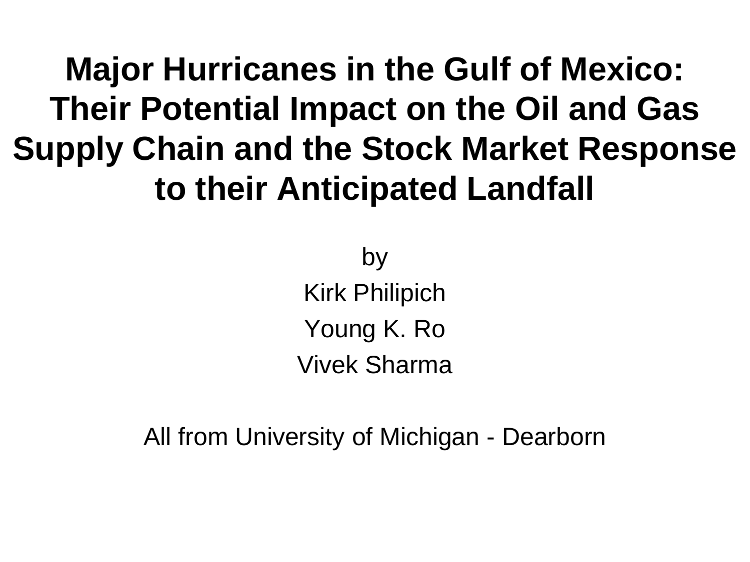# Major Hurricanes in the Gulf of Mexico: Their Potential Impact on the Oil and Gas Supply Chain and the Stock Market Response to their Anticipated Landfall

by

Kirk Philipich

Young K. Ro

Vivek Sharma

All from University of Michigan - Dearborn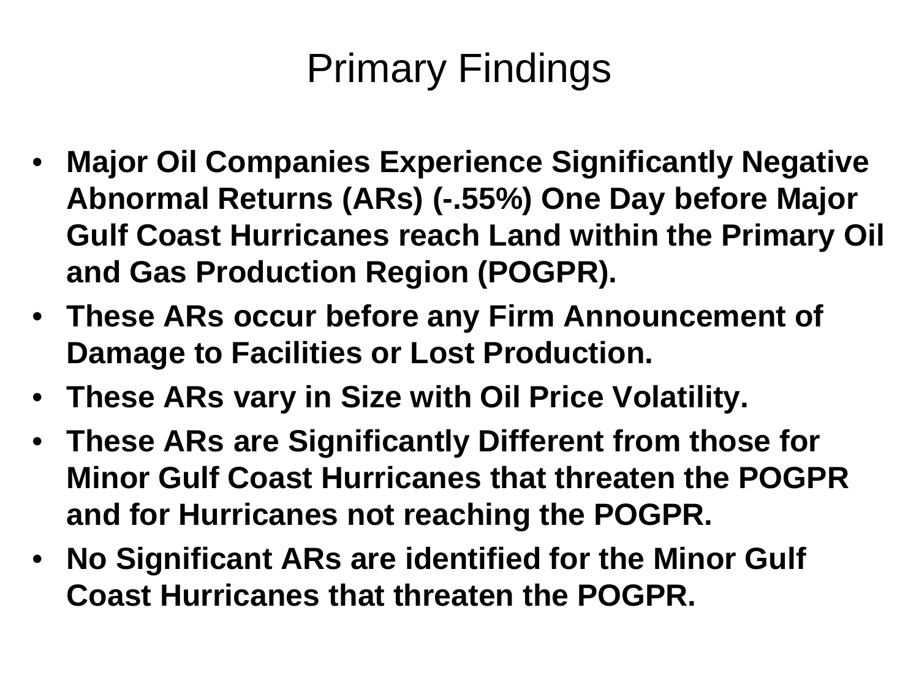# Primary Findings

- **Major Oil Companies Experience Significantly Negative Abnormal Returns (ARs) (-.55%) One Day before Major Gulf Coast Hurricanes reach Land within the Primary Oil and Gas Production Region (POGPR).**
- **These ARs occur before any Firm Announcement of Damage to Facilities or Lost Production.**
- **These ARs vary in Size with Oil Price Volatility.**
- **These ARs are Significantly Different from those for Minor Gulf Coast Hurricanes that threaten the POGPR and for Hurricanes not reaching the POGPR.**
- **No Significant ARs are identified for the Minor Gulf Coast Hurricanes that threaten the POGPR.**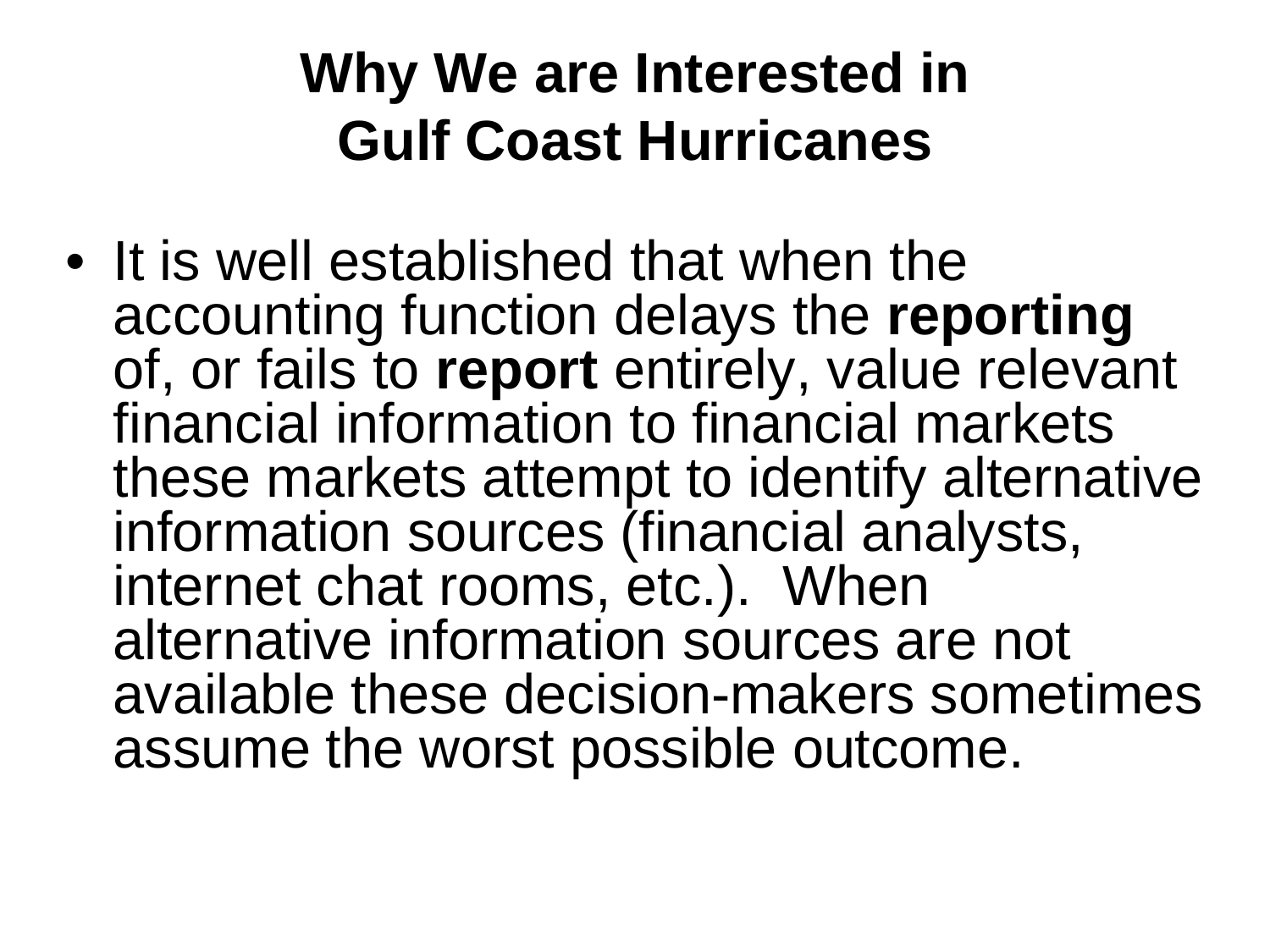# Why We are Interested in Gulf Coast Hurricanes

- It is well established that when the accounting function delays the **reporting** of, or fails to **report** entirely, value relevant financial information to financial markets these markets attempt to identify alternative information sources (financial analysts, internet chat rooms, etc.). When alternative information sources are not available these decision-makers sometimes assume the worst possible outcome.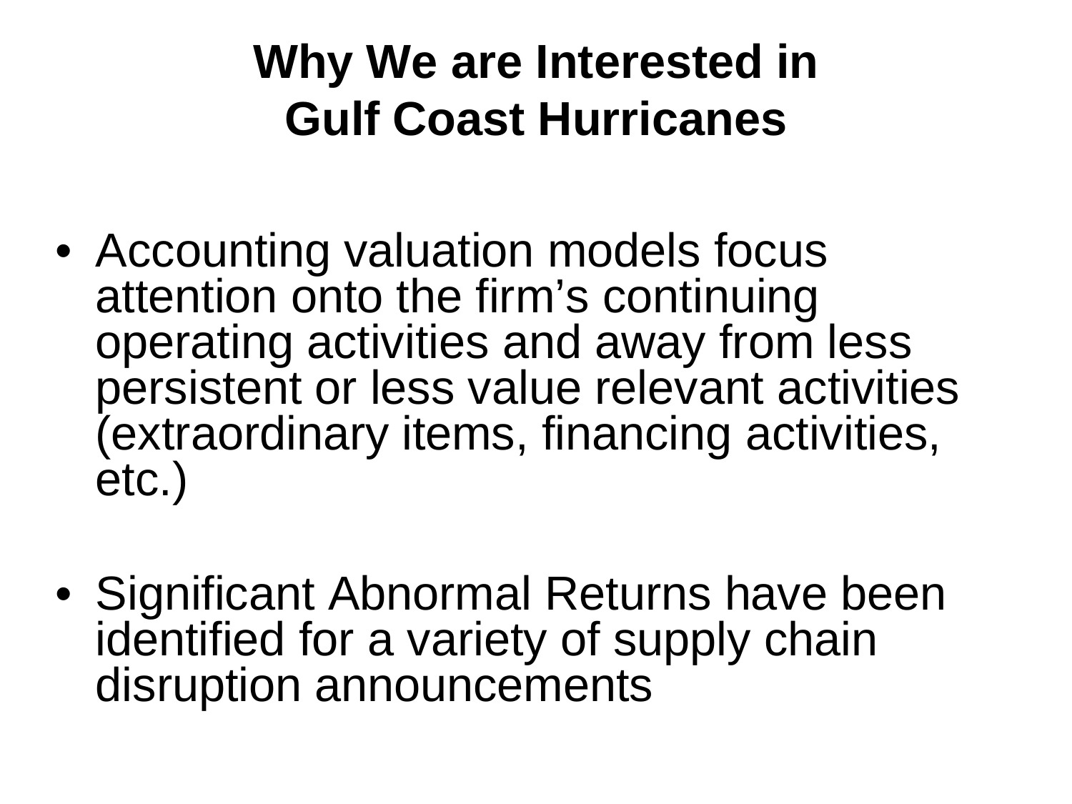# Why We are Interested in Gulf Coast Hurricanes

- Accounting valuation models focus attention onto the firm’s continuing operating activities and away from less persistent or less value relevant activities (extraordinary items, financing activities, etc.)

- Significant Abnormal Returns have been identified for a variety of supply chain disruption announcements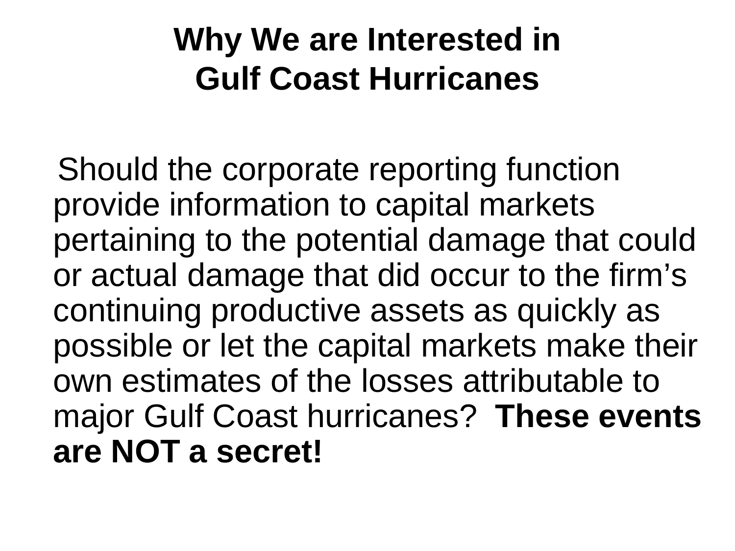# Why We are Interested in Gulf Coast Hurricanes

Should the corporate reporting function provide information to capital markets pertaining to the potential damage that could or actual damage that did occur to the firm's continuing productive assets as quickly as possible or let the capital markets make their own estimates of the losses attributable to major Gulf Coast hurricanes? **These events are NOT a secret!**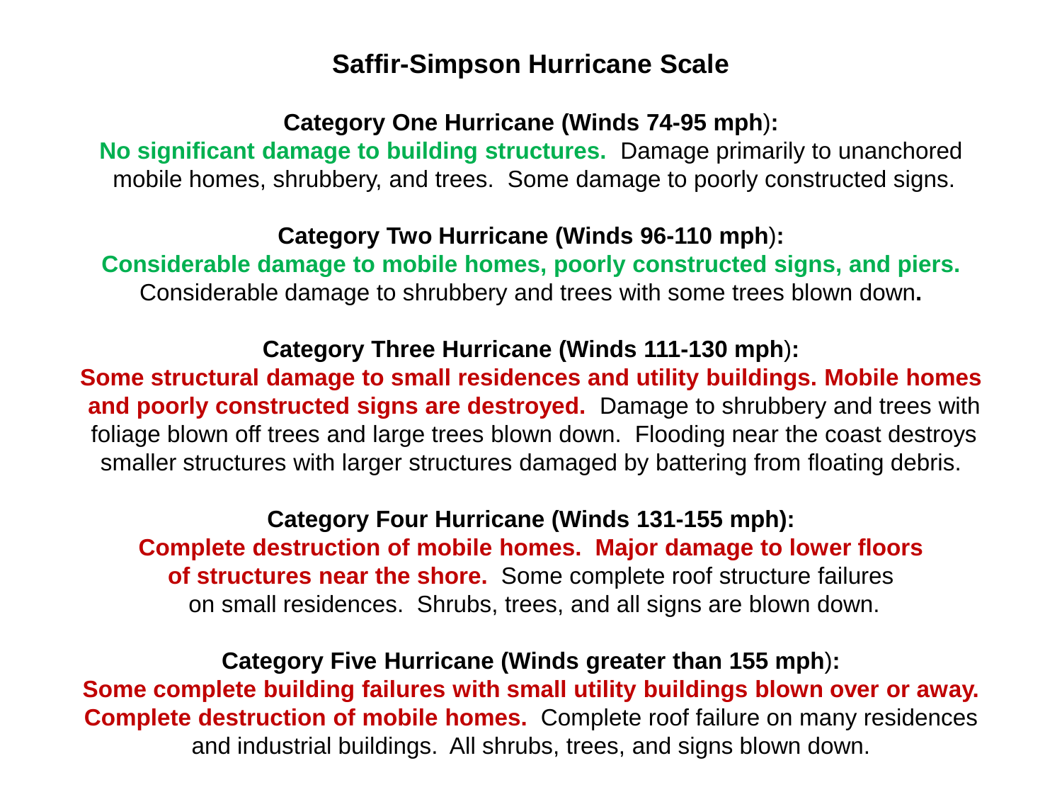# Saffir-Simpson Hurricane Scale

**Category One Hurricane (Winds 74-95 mph):**
**No significant damage to building structures.** Damage primarily to unanchored mobile homes, shrubbery, and trees. Some damage to poorly constructed signs.

**Category Two Hurricane (Winds 96-110 mph):**
**Considerable damage to mobile homes, poorly constructed signs, and piers.** Considerable damage to shrubbery and trees with some trees blown down.

**Category Three Hurricane (Winds 111-130 mph):**
**Some structural damage to small residences and utility buildings. Mobile homes and poorly constructed signs are destroyed.** Damage to shrubbery and trees with foliage blown off trees and large trees blown down. Flooding near the coast destroys smaller structures with larger structures damaged by battering from floating debris.

**Category Four Hurricane (Winds 131-155 mph):**
**Complete destruction of mobile homes. Major damage to lower floors of structures near the shore.** Some complete roof structure failures on small residences. Shrubs, trees, and all signs are blown down.

**Category Five Hurricane (Winds greater than 155 mph):**
**Some complete building failures with small utility buildings blown over or away. Complete destruction of mobile homes.** Complete roof failure on many residences and industrial buildings. All shrubs, trees, and signs blown down.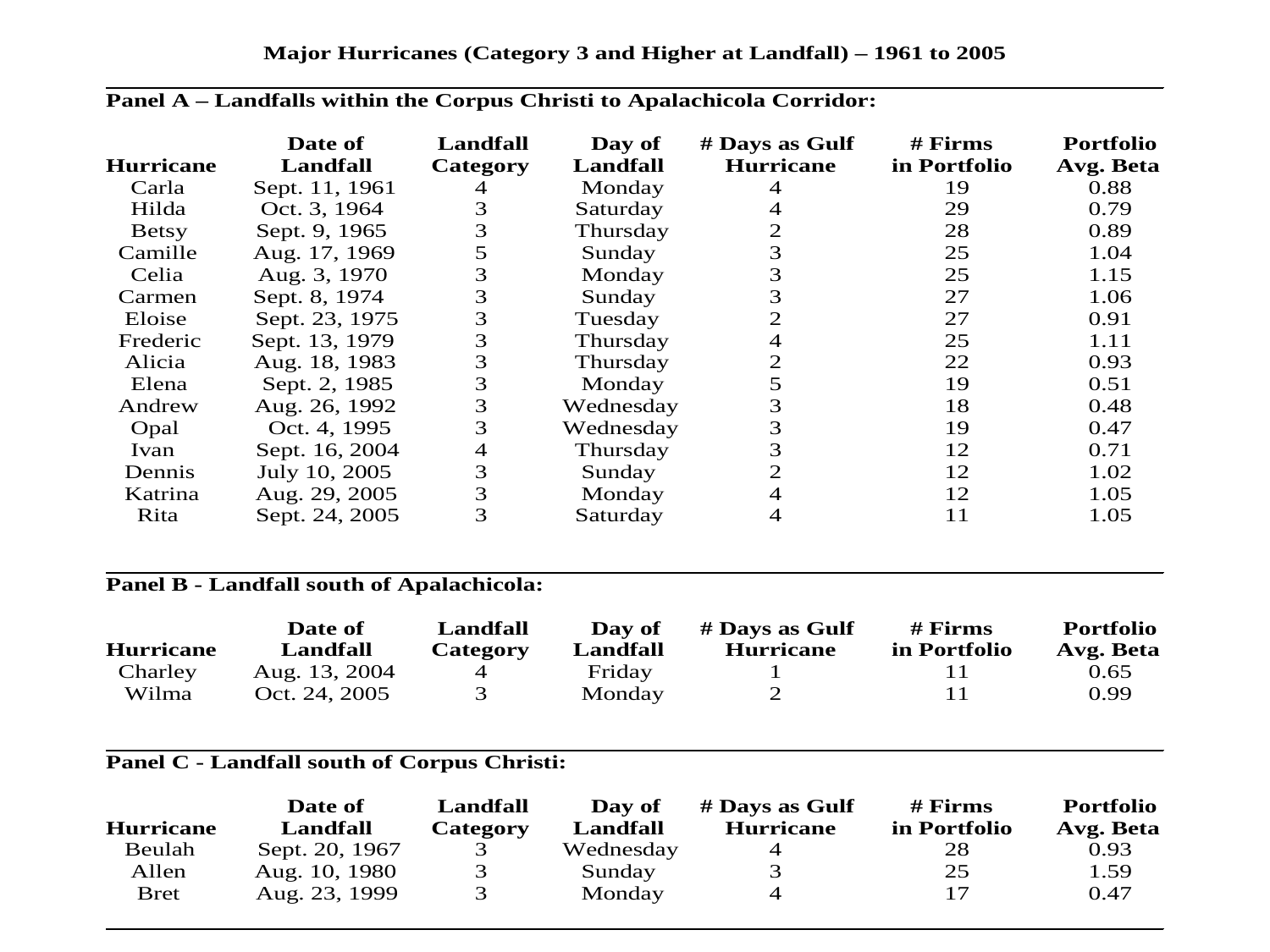**Major Hurricanes (Category 3 and Higher at Landfall) – 1961 to 2005**

**Panel A – Landfalls within the Corpus Christi to Apalachicola Corridor:**

| Hurricane | Date of Landfall | Landfall Category | Day of Landfall | # Days as Gulf Hurricane | # Firms in Portfolio | Portfolio Avg. Beta |
|---|---|---|---|---|---|---|
| Carla | Sept. 11, 1961 | 4 | Monday | 4 | 19 | 0.88 |
| Hilda | Oct. 3, 1964 | 3 | Saturday | 4 | 29 | 0.79 |
| Betsy | Sept. 9, 1965 | 3 | Thursday | 2 | 28 | 0.89 |
| Camille | Aug. 17, 1969 | 5 | Sunday | 3 | 25 | 1.04 |
| Celia | Aug. 3, 1970 | 3 | Monday | 3 | 25 | 1.15 |
| Carmen | Sept. 8, 1974 | 3 | Sunday | 3 | 27 | 1.06 |
| Eloise | Sept. 23, 1975 | 3 | Tuesday | 2 | 27 | 0.91 |
| Frederic | Sept. 13, 1979 | 3 | Thursday | 4 | 25 | 1.11 |
| Alicia | Aug. 18, 1983 | 3 | Thursday | 2 | 22 | 0.93 |
| Elena | Sept. 2, 1985 | 3 | Monday | 5 | 19 | 0.51 |
| Andrew | Aug. 26, 1992 | 3 | Wednesday | 3 | 18 | 0.48 |
| Opal | Oct. 4, 1995 | 3 | Wednesday | 3 | 19 | 0.47 |
| Ivan | Sept. 16, 2004 | 4 | Thursday | 3 | 12 | 0.71 |
| Dennis | July 10, 2005 | 3 | Sunday | 2 | 12 | 1.02 |
| Katrina | Aug. 29, 2005 | 3 | Monday | 4 | 12 | 1.05 |
| Rita | Sept. 24, 2005 | 3 | Saturday | 4 | 11 | 1.05 |

**Panel B - Landfall south of Apalachicola:**

| Hurricane | Date of Landfall | Landfall Category | Day of Landfall | # Days as Gulf Hurricane | # Firms in Portfolio | Portfolio Avg. Beta |
|---|---|---|---|---|---|---|
| Charley | Aug. 13, 2004 | 4 | Friday | 1 | 11 | 0.65 |
| Wilma | Oct. 24, 2005 | 3 | Monday | 2 | 11 | 0.99 |

**Panel C - Landfall south of Corpus Christi:**

| Hurricane | Date of Landfall | Landfall Category | Day of Landfall | # Days as Gulf Hurricane | # Firms in Portfolio | Portfolio Avg. Beta |
|---|---|---|---|---|---|---|
| Beulah | Sept. 20, 1967 | 3 | Wednesday | 4 | 28 | 0.93 |
| Allen | Aug. 10, 1980 | 3 | Sunday | 3 | 25 | 1.59 |
| Bret | Aug. 23, 1999 | 3 | Monday | 4 | 17 | 0.47 |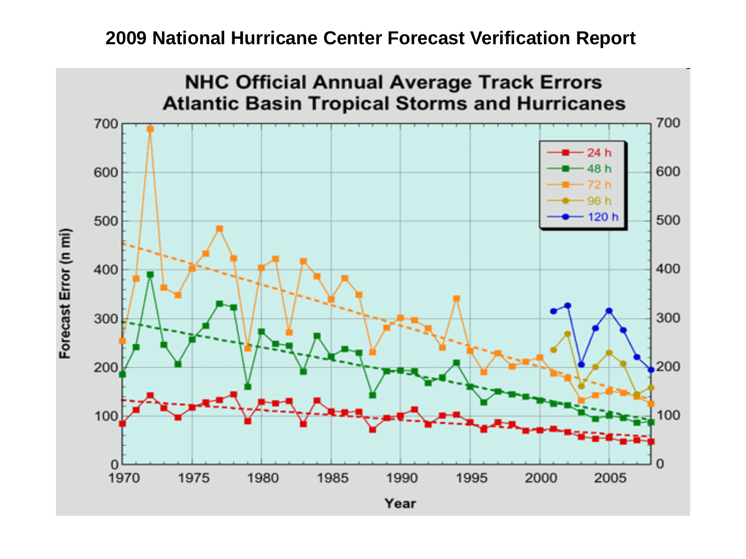# 2009 National Hurricane Center Forecast Verification Report

**NHC Official Annual Average Track Errors**
**Atlantic Basin Tropical Storms and Hurricanes**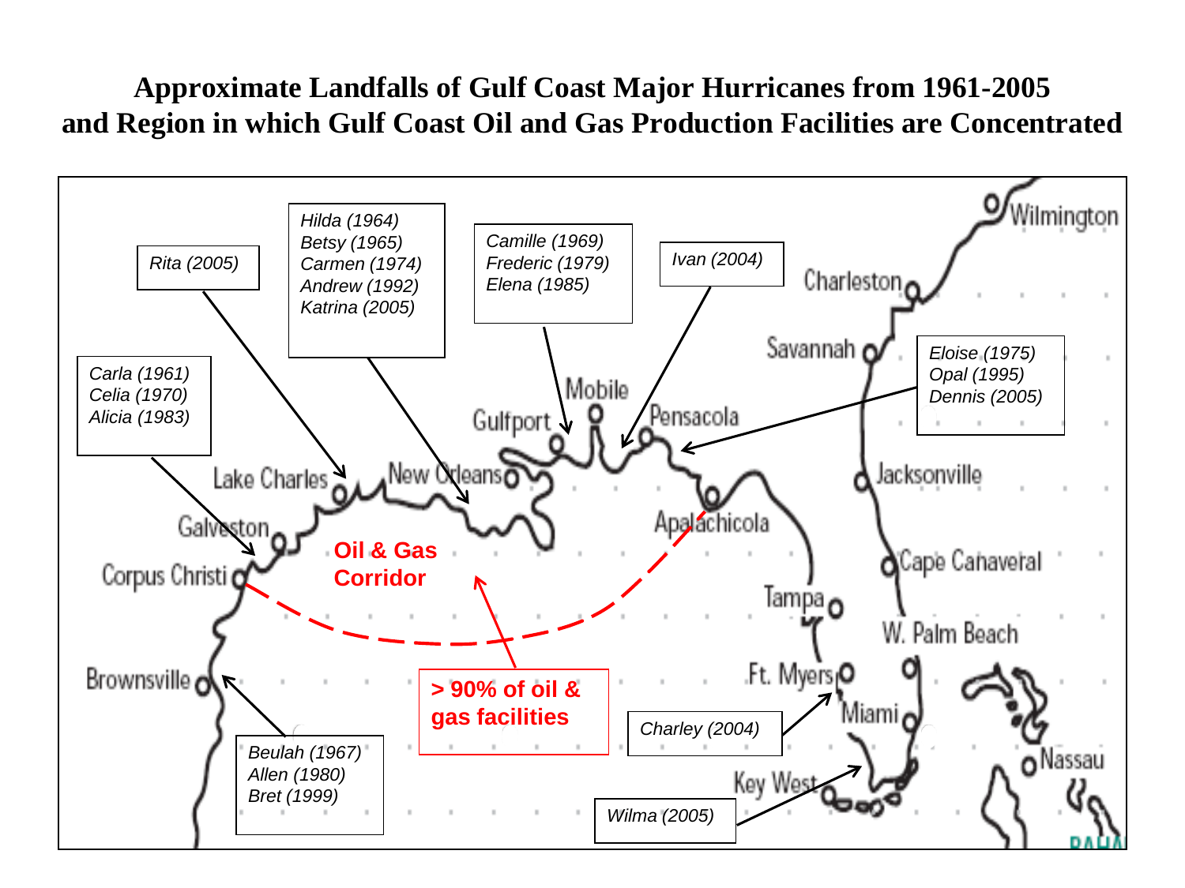# Approximate Landfalls of Gulf Coast Major Hurricanes from 1961-2005 and Region in which Gulf Coast Oil and Gas Production Facilities are Concentrated

*Rita (2005)*

*Hilda (1964)*
*Betsy (1965)*
*Carmen (1974)*
*Andrew (1992)*
*Katrina (2005)*

*Camille (1969)*
*Frederic (1979)*
*Elena (1985)*

*Ivan (2004)*

*Carla (1961)*
*Celia (1970)*
*Alicia (1983)*

*Eloise (1975)*
*Opal (1995)*
*Dennis (2005)*

*Beulah (1967)*
*Allen (1980)*
*Bret (1999)*

*Charley (2004)*

*Wilma (2005)*

**Oil & Gas Corridor**

**> 90% of oil & gas facilities**

Wilmington, Charleston, Savannah, Jacksonville, Cape Canaveral, W. Palm Beach, Miami, Key West, Nassau, Ft. Myers, Tampa, Apalachicola, Pensacola, Mobile, Gulfport, New Orleans, Lake Charles, Galveston, Corpus Christi, Brownsville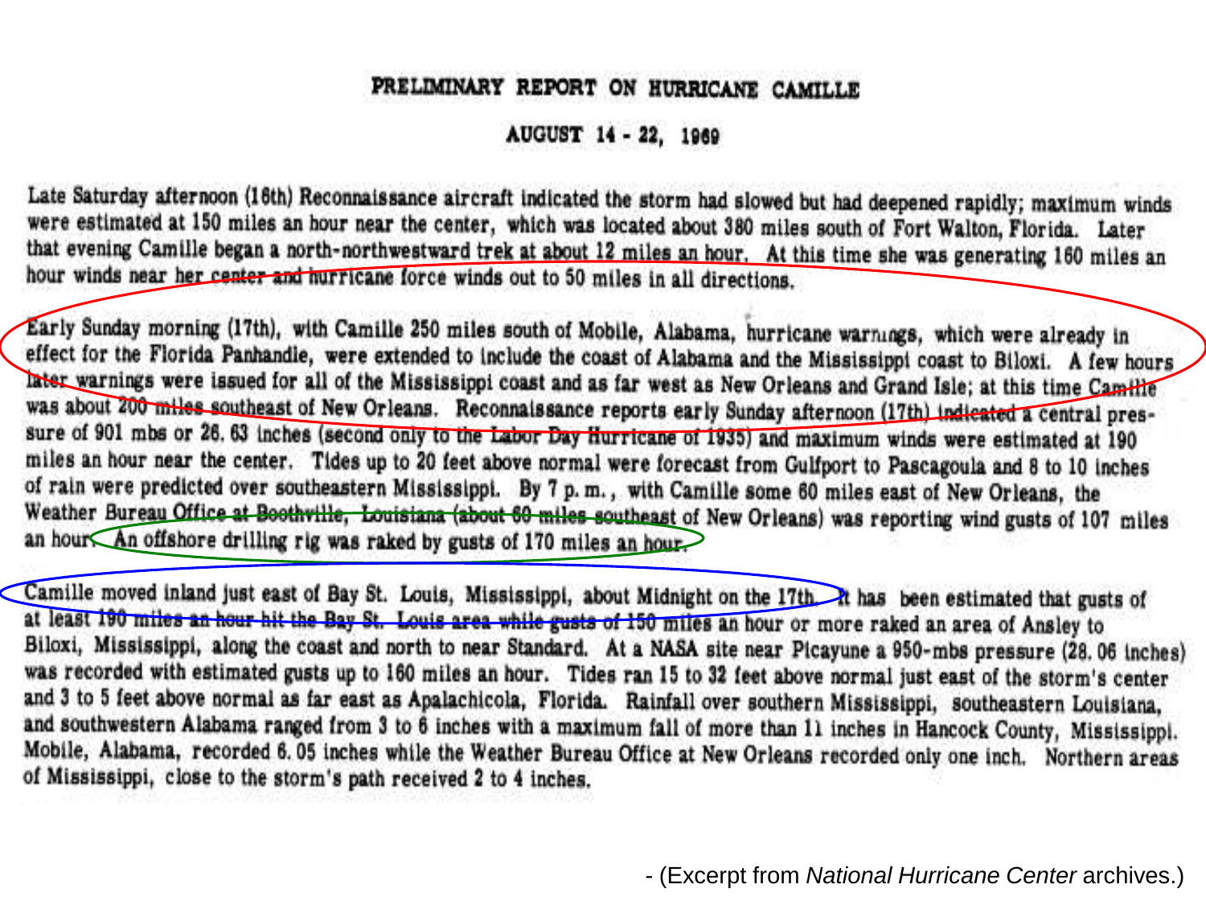# PRELIMINARY REPORT ON HURRICANE CAMILLE

## AUGUST 14 - 22, 1969

Late Saturday afternoon (16th) Reconnaissance aircraft indicated the storm had slowed but had deepened rapidly; maximum winds were estimated at 150 miles an hour near the center, which was located about 380 miles south of Fort Walton, Florida. Later that evening Camille began a north-northwestward trek at about 12 miles an hour. At this time she was generating 160 miles an hour winds near her center and hurricane force winds out to 50 miles in all directions.

Early Sunday morning (17th), with Camille 250 miles south of Mobile, Alabama, hurricane warnings, which were already in effect for the Florida Panhandle, were extended to include the coast of Alabama and the Mississippi coast to Biloxi. A few hours later warnings were issued for all of the Mississippi coast and as far west as New Orleans and Grand Isle; at this time Camille was about 200 miles southeast of New Orleans. Reconnaissance reports early Sunday afternoon (17th) indicated a central pressure of 901 mbs or 26.63 inches (second only to the Labor Day Hurricane of 1935) and maximum winds were estimated at 190 miles an hour near the center. Tides up to 20 feet above normal were forecast from Gulfport to Pascagoula and 8 to 10 inches of rain were predicted over southeastern Mississippi. By 7 p.m., with Camille some 60 miles east of New Orleans, the Weather Bureau Office at Boothville, Louisiana (about 60 miles southeast of New Orleans) was reporting wind gusts of 107 miles an hour. An offshore drilling rig was raked by gusts of 170 miles an hour.

Camille moved inland just east of Bay St. Louis, Mississippi, about Midnight on the 17th. It has been estimated that gusts of at least 190 miles an hour hit the Bay St. Louis area while gusts of 150 miles an hour or more raked an area of Ansley to Biloxi, Mississippi, along the coast and north to near Standard. At a NASA site near Picayune a 950-mbs pressure (28.06 inches) was recorded with estimated gusts up to 160 miles an hour. Tides ran 15 to 32 feet above normal just east of the storm's center and 3 to 5 feet above normal as far east as Apalachicola, Florida. Rainfall over southern Mississippi, southeastern Louisiana, and southwestern Alabama ranged from 3 to 6 inches with a maximum fall of more than 11 inches in Hancock County, Mississippi. Mobile, Alabama, recorded 6.05 inches while the Weather Bureau Office at New Orleans recorded only one inch. Northern areas of Mississippi, close to the storm's path received 2 to 4 inches.

- (Excerpt from *National Hurricane Center* archives.)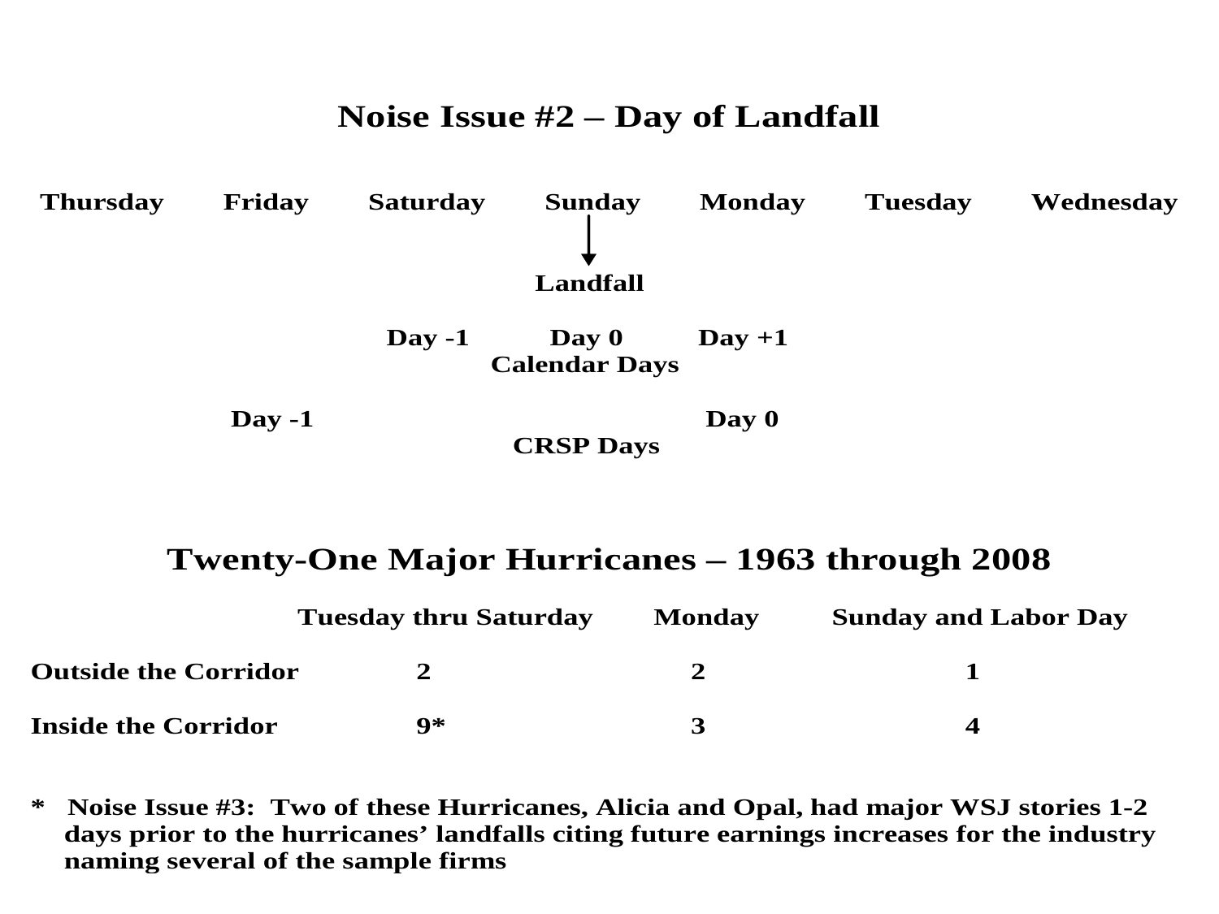# Noise Issue #2 – Day of Landfall

| Thursday | Friday | Saturday | Sunday | Monday | Tuesday | Wednesday |
|---|---|---|---|---|---|---|
| | | | ↓ Landfall | | | |
| | | Day -1 | Day 0 | Day +1 | | |
| | | | Calendar Days | | | |
| | Day -1 | | | Day 0 | | |
| | | | CRSP Days | | | |

## Twenty-One Major Hurricanes – 1963 through 2008

| | Tuesday thru Saturday | Monday | Sunday and Labor Day |
|---|---|---|---|
| **Outside the Corridor** | 2 | 2 | 1 |
| **Inside the Corridor** | 9* | 3 | 4 |

\* Noise Issue #3: Two of these Hurricanes, Alicia and Opal, had major WSJ stories 1-2 days prior to the hurricanes' landfalls citing future earnings increases for the industry naming several of the sample firms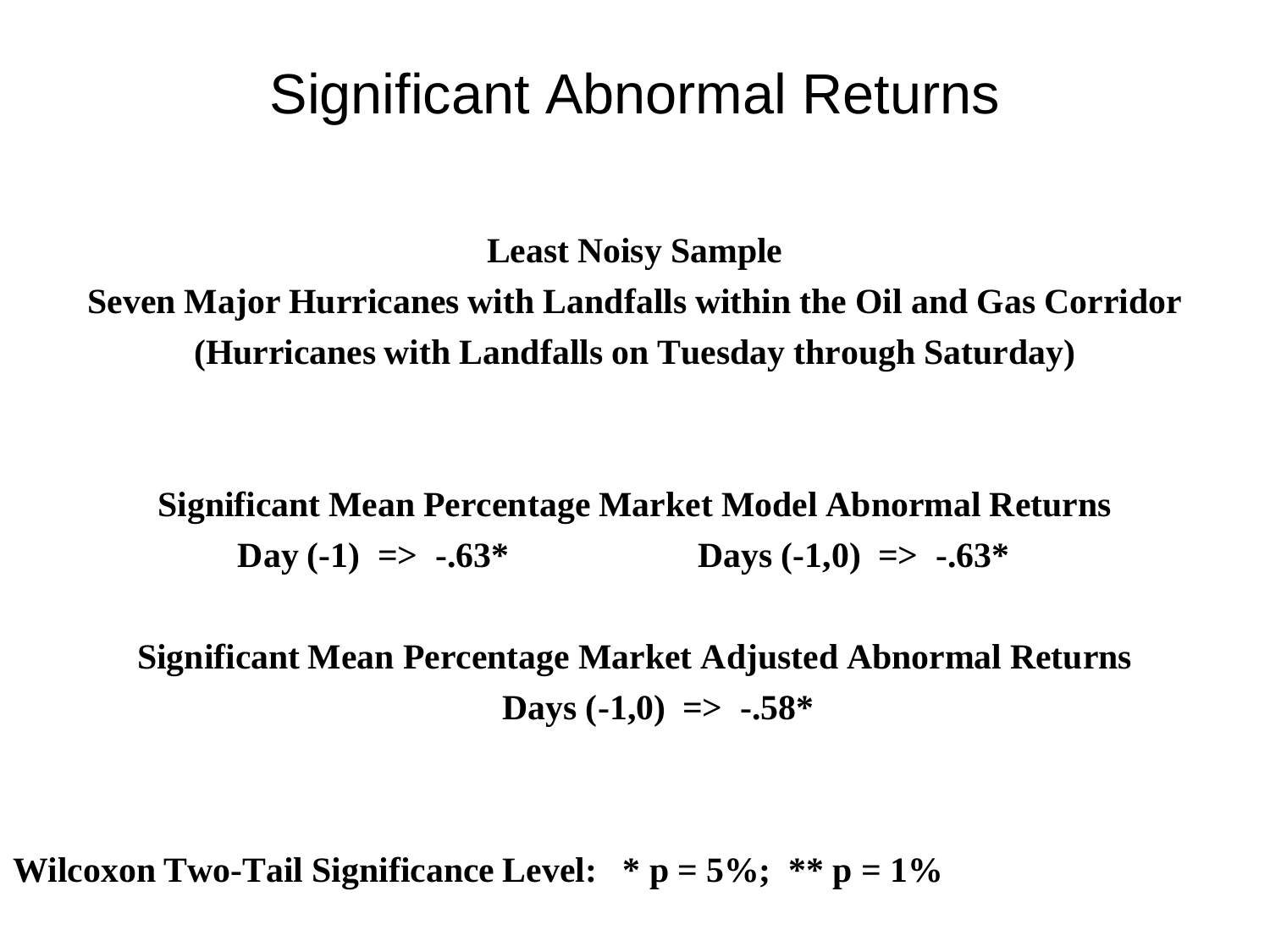# Significant Abnormal Returns

**Least Noisy Sample**

**Seven Major Hurricanes with Landfalls within the Oil and Gas Corridor**

**(Hurricanes with Landfalls on Tuesday through Saturday)**

**Significant Mean Percentage Market Model Abnormal Returns**

**Day (-1) => -.63*** **Days (-1,0) => -.63***

**Significant Mean Percentage Market Adjusted Abnormal Returns**

**Days (-1,0) => -.58***

**Wilcoxon Two-Tail Significance Level: * p = 5%; ** p = 1%**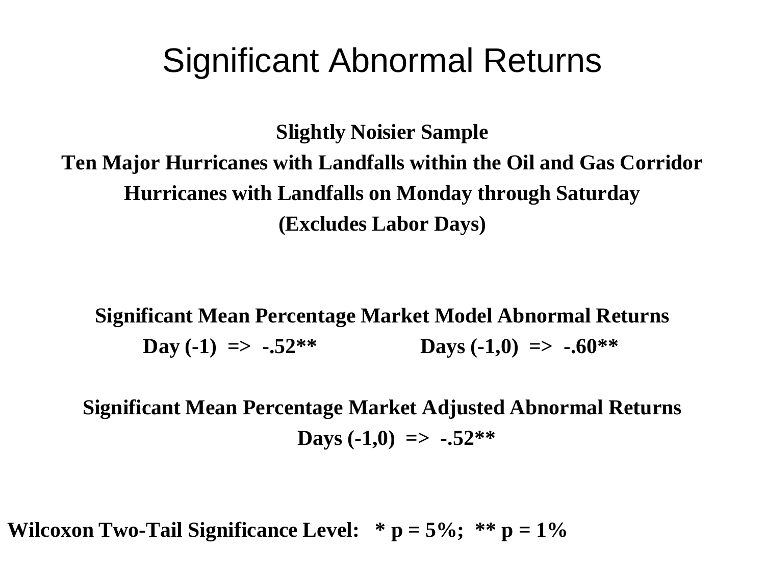# Significant Abnormal Returns

**Slightly Noisier Sample**

**Ten Major Hurricanes with Landfalls within the Oil and Gas Corridor**

**Hurricanes with Landfalls on Monday through Saturday**

**(Excludes Labor Days)**

**Significant Mean Percentage Market Model Abnormal Returns**

**Day (-1) => -.52**   Days (-1,0) => -.60****

**Significant Mean Percentage Market Adjusted Abnormal Returns**

**Days (-1,0) => -.52****

**Wilcoxon Two-Tail Significance Level: * p = 5%; ** p = 1%**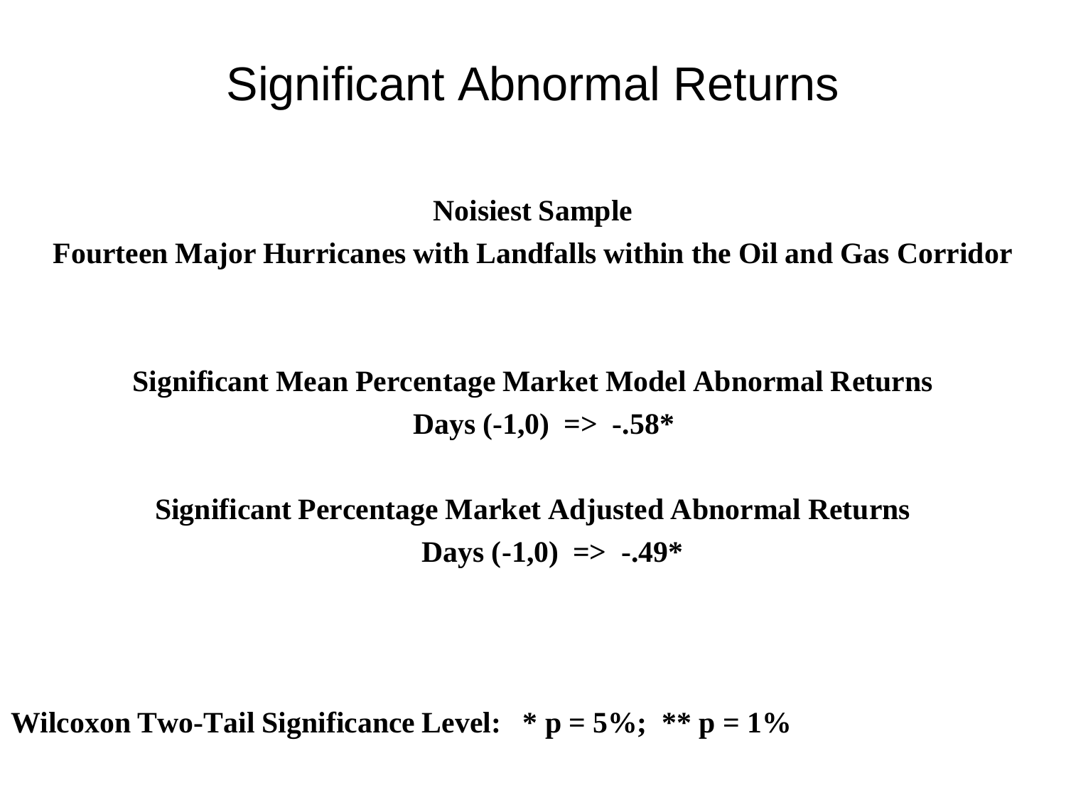# Significant Abnormal Returns

**Noisiest Sample**

**Fourteen Major Hurricanes with Landfalls within the Oil and Gas Corridor**

**Significant Mean Percentage Market Model Abnormal Returns**

**Days (-1,0) => -.58***

**Significant Percentage Market Adjusted Abnormal Returns**

**Days (-1,0) => -.49***

**Wilcoxon Two-Tail Significance Level: * p = 5%; ** p = 1%**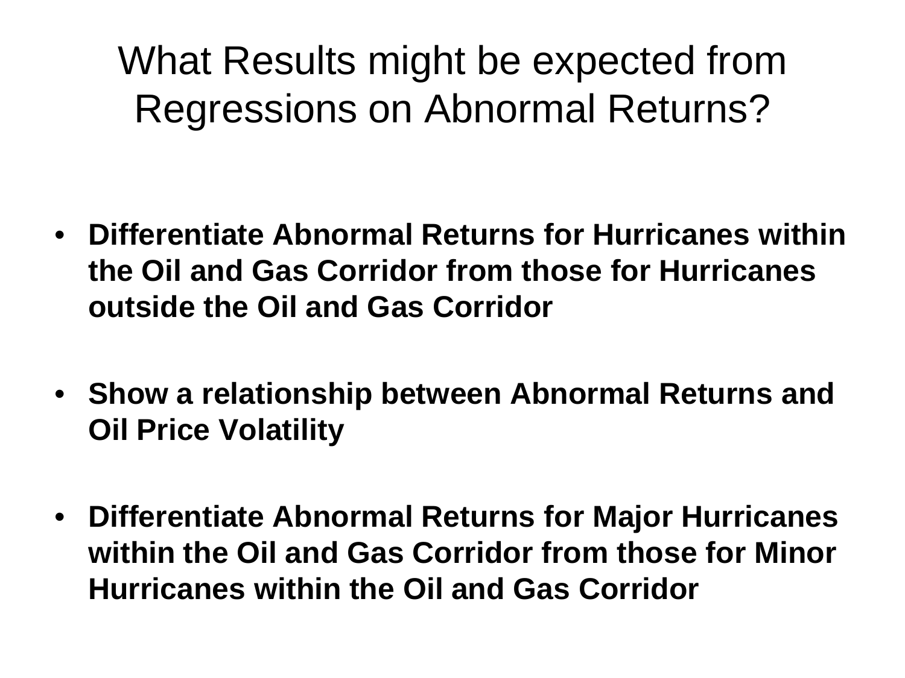# What Results might be expected from Regressions on Abnormal Returns?

- **Differentiate Abnormal Returns for Hurricanes within the Oil and Gas Corridor from those for Hurricanes outside the Oil and Gas Corridor**
- **Show a relationship between Abnormal Returns and Oil Price Volatility**
- **Differentiate Abnormal Returns for Major Hurricanes within the Oil and Gas Corridor from those for Minor Hurricanes within the Oil and Gas Corridor**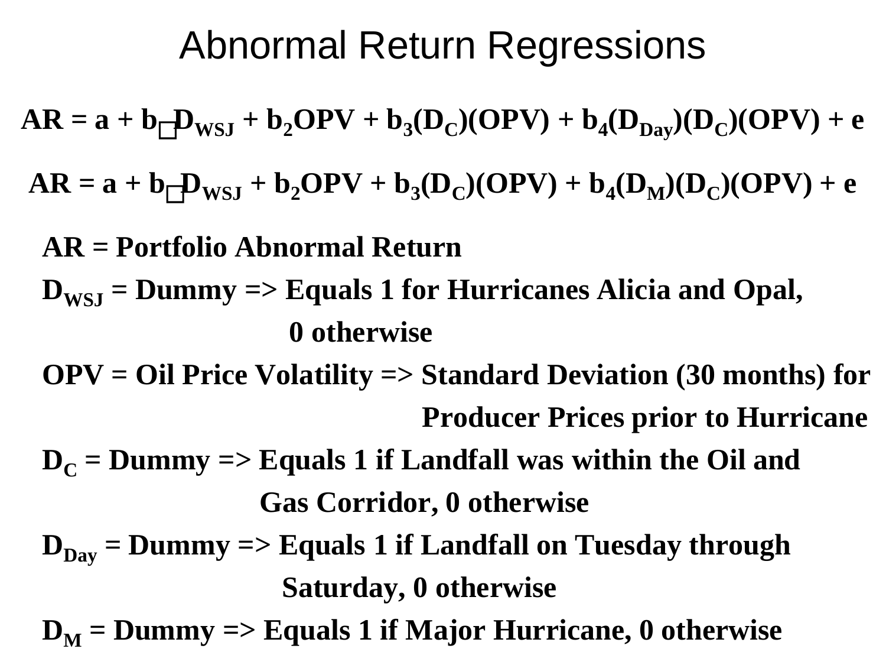# Abnormal Return Regressions

$$AR = a + b_1 D_{WSJ} + b_2 OPV + b_3(D_C)(OPV) + b_4(D_{Day})(D_C)(OPV) + e$$

$$AR = a + b_1 D_{WSJ} + b_2 OPV + b_3(D_C)(OPV) + b_4(D_M)(D_C)(OPV) + e$$

**AR = Portfolio Abnormal Return**

**$D_{WSJ}$ = Dummy => Equals 1 for Hurricanes Alicia and Opal, 0 otherwise**

**OPV = Oil Price Volatility => Standard Deviation (30 months) for Producer Prices prior to Hurricane**

**$D_C$ = Dummy => Equals 1 if Landfall was within the Oil and Gas Corridor, 0 otherwise**

**$D_{Day}$ = Dummy => Equals 1 if Landfall on Tuesday through Saturday, 0 otherwise**

**$D_M$ = Dummy => Equals 1 if Major Hurricane, 0 otherwise**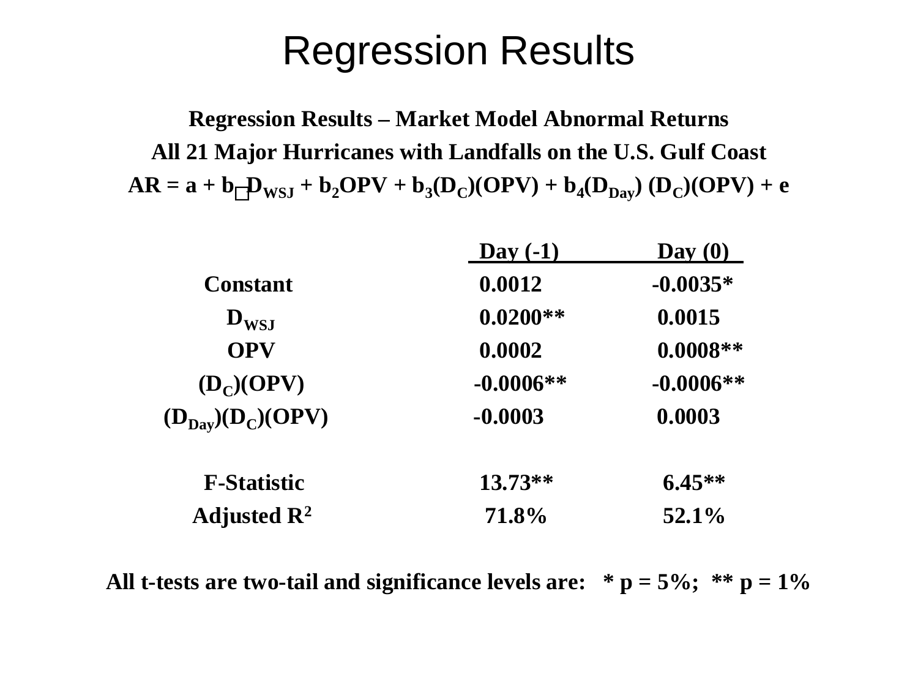# Regression Results

**Regression Results – Market Model Abnormal Returns**

**All 21 Major Hurricanes with Landfalls on the U.S. Gulf Coast**

$$AR = a + b_1 D_{WSJ} + b_2 OPV + b_3(D_C)(OPV) + b_4(D_{Day})(D_C)(OPV) + e$$

| | Day (-1) | Day (0) |
|---|---|---|
| Constant | 0.0012 | -0.0035* |
| $D_{WSJ}$ | 0.0200** | 0.0015 |
| OPV | 0.0002 | 0.0008** |
| $(D_C)(OPV)$ | -0.0006** | -0.0006** |
| $(D_{Day})(D_C)(OPV)$ | -0.0003 | 0.0003 |
| | | |
| F-Statistic | 13.73** | 6.45** |
| Adjusted $R^2$ | 71.8% | 52.1% |

**All t-tests are two-tail and significance levels are: * p = 5%; ** p = 1%**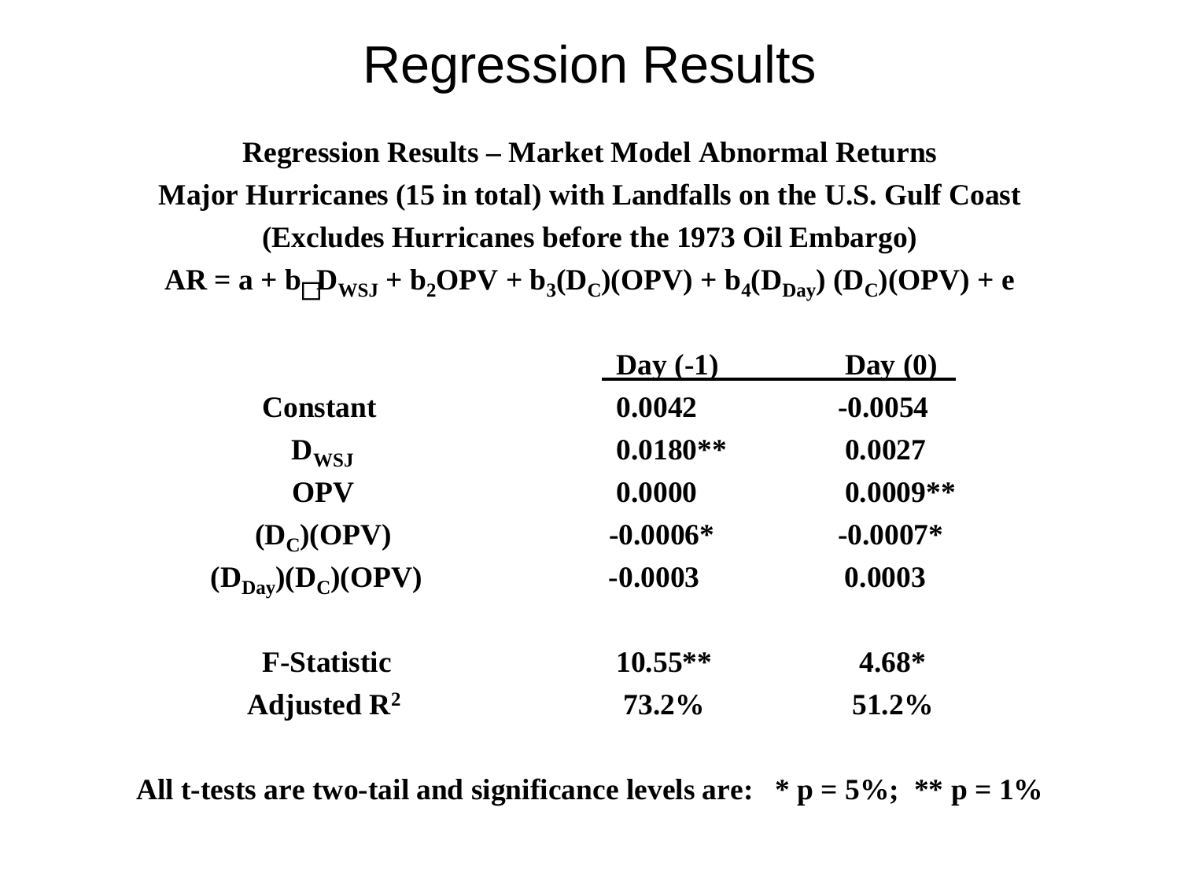# Regression Results

**Regression Results – Market Model Abnormal Returns**

**Major Hurricanes (15 in total) with Landfalls on the U.S. Gulf Coast**

**(Excludes Hurricanes before the 1973 Oil Embargo)**

$$AR = a + b_1 D_{WSJ} + b_2 OPV + b_3 (D_C)(OPV) + b_4 (D_{Day})(D_C)(OPV) + e$$

| | Day (-1) | Day (0) |
|---|---|---|
| **Constant** | 0.0042 | -0.0054 |
| $D_{WSJ}$ | 0.0180** | 0.0027 |
| **OPV** | 0.0000 | 0.0009** |
| $(D_C)(OPV)$ | -0.0006* | -0.0007* |
| $(D_{Day})(D_C)(OPV)$ | -0.0003 | 0.0003 |
| | | |
| **F-Statistic** | 10.55** | 4.68* |
| **Adjusted $R^2$** | 73.2% | 51.2% |

**All t-tests are two-tail and significance levels are: * p = 5%; ** p = 1%**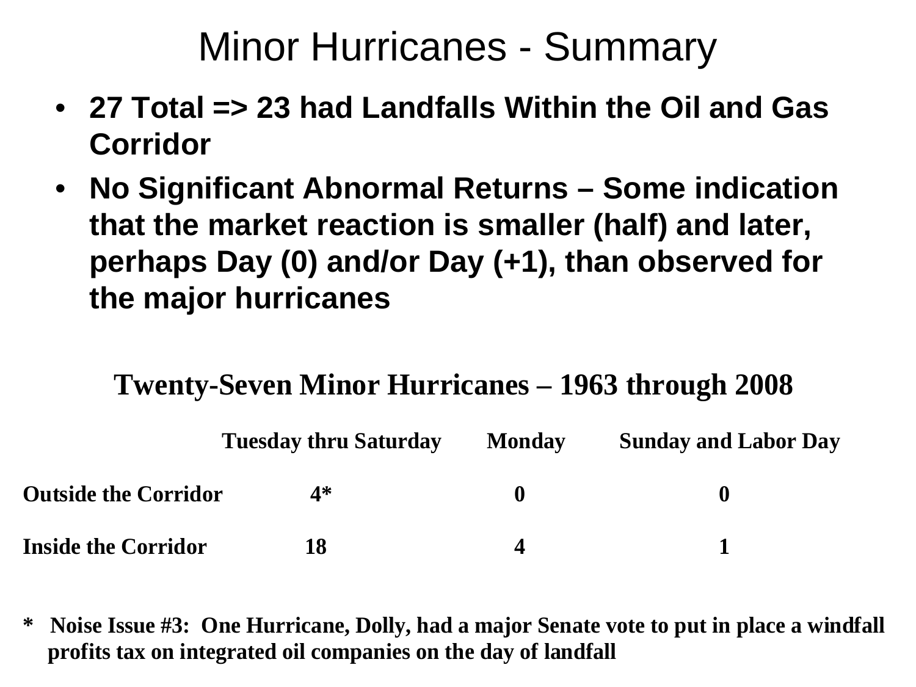# Minor Hurricanes - Summary

- **27 Total => 23 had Landfalls Within the Oil and Gas Corridor**
- **No Significant Abnormal Returns – Some indication that the market reaction is smaller (half) and later, perhaps Day (0) and/or Day (+1), than observed for the major hurricanes**

## Twenty-Seven Minor Hurricanes – 1963 through 2008

| | Tuesday thru Saturday | Monday | Sunday and Labor Day |
|---|---|---|---|
| **Outside the Corridor** | 4* | 0 | 0 |
| **Inside the Corridor** | 18 | 4 | 1 |

**\* Noise Issue #3: One Hurricane, Dolly, had a major Senate vote to put in place a windfall profits tax on integrated oil companies on the day of landfall**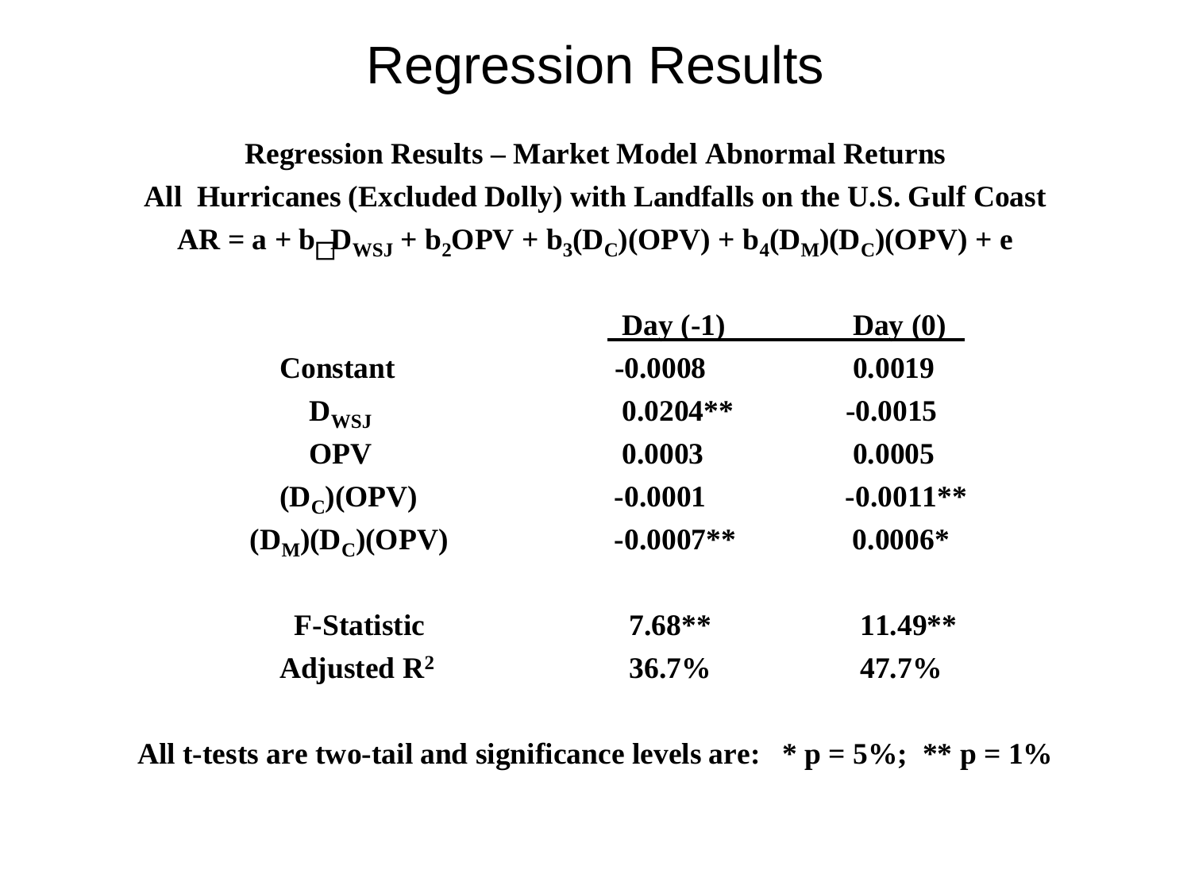# Regression Results

**Regression Results – Market Model Abnormal Returns**

**All Hurricanes (Excluded Dolly) with Landfalls on the U.S. Gulf Coast**

$$AR = a + b_1 D_{WSJ} + b_2 OPV + b_3(D_C)(OPV) + b_4(D_M)(D_C)(OPV) + e$$

| | Day (-1) | Day (0) |
|---|---|---|
| Constant | -0.0008 | 0.0019 |
| $D_{WSJ}$ | 0.0204** | -0.0015 |
| OPV | 0.0003 | 0.0005 |
| $(D_C)(OPV)$ | -0.0001 | -0.0011** |
| $(D_M)(D_C)(OPV)$ | -0.0007** | 0.0006* |
| F-Statistic | 7.68** | 11.49** |
| Adjusted $R^2$ | 36.7% | 47.7% |

**All t-tests are two-tail and significance levels are: * p = 5%; ** p = 1%**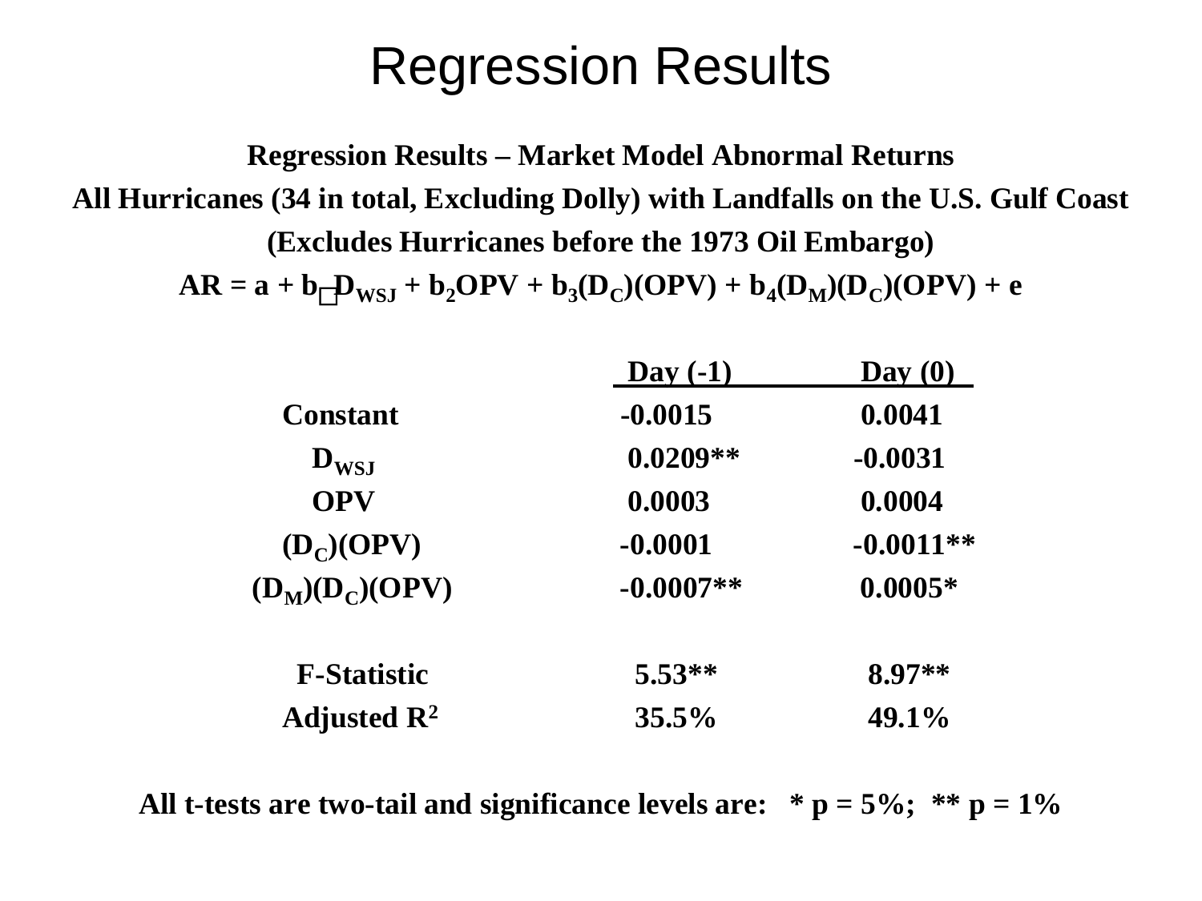# Regression Results

**Regression Results – Market Model Abnormal Returns**

**All Hurricanes (34 in total, Excluding Dolly) with Landfalls on the U.S. Gulf Coast**

**(Excludes Hurricanes before the 1973 Oil Embargo)**

$$AR = a + b_1 D_{WSJ} + b_2 OPV + b_3(D_C)(OPV) + b_4(D_M)(D_C)(OPV) + e$$

| | Day (-1) | Day (0) |
|---|---|---|
| **Constant** | -0.0015 | 0.0041 |
| $D_{WSJ}$ | 0.0209** | -0.0031 |
| **OPV** | 0.0003 | 0.0004 |
| $(D_C)(OPV)$ | -0.0001 | -0.0011** |
| $(D_M)(D_C)(OPV)$ | -0.0007** | 0.0005* |
| | | |
| **F-Statistic** | 5.53** | 8.97** |
| **Adjusted $R^2$** | 35.5% | 49.1% |

**All t-tests are two-tail and significance levels are: * p = 5%; ** p = 1%**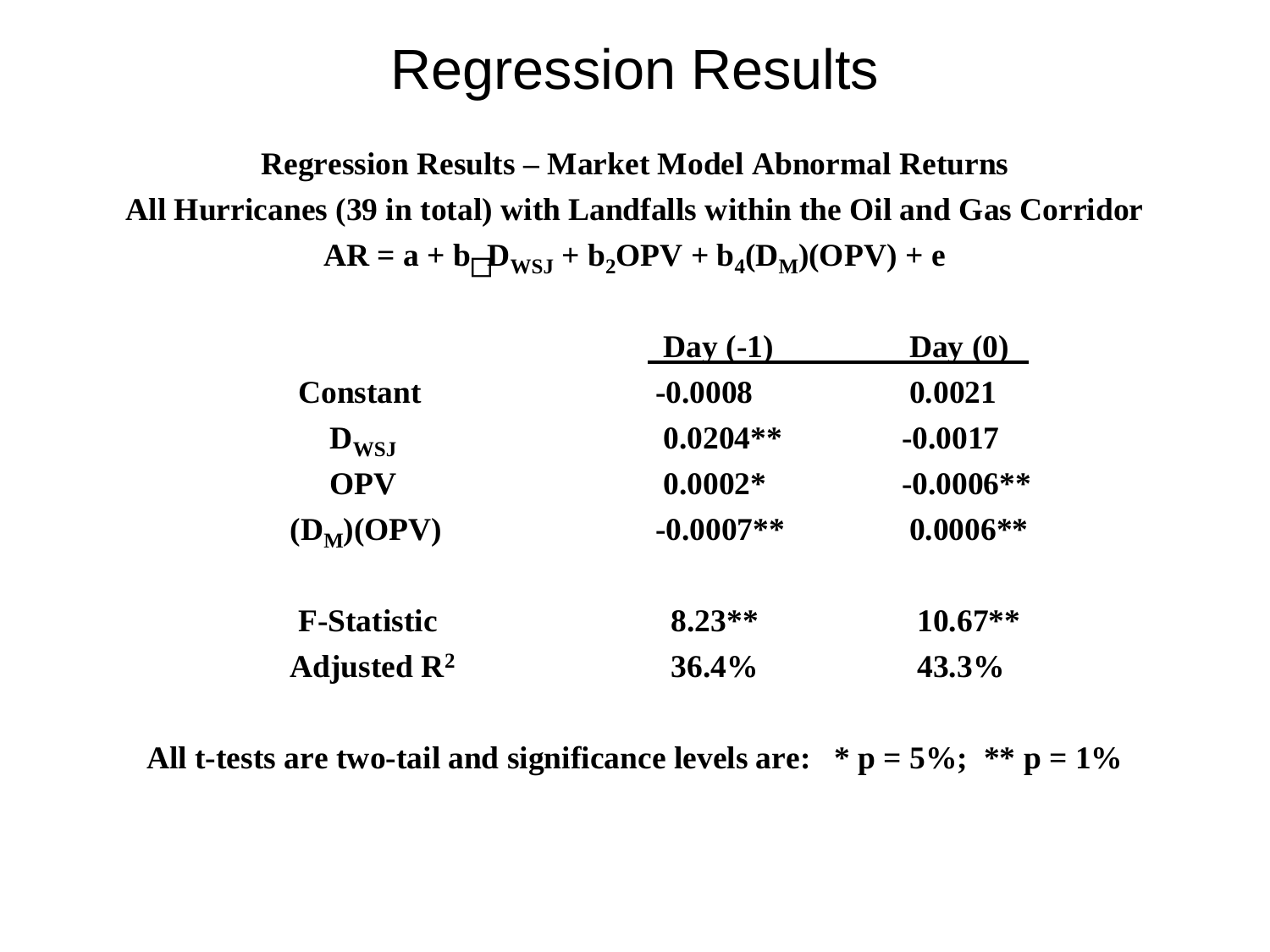# Regression Results

**Regression Results – Market Model Abnormal Returns**

**All Hurricanes (39 in total) with Landfalls within the Oil and Gas Corridor**

$$AR = a + b_{\square}D_{WSJ} + b_2 OPV + b_4(D_M)(OPV) + e$$

| | Day (-1) | Day (0) |
|---|---|---|
| Constant | -0.0008 | 0.0021 |
| $D_{WSJ}$ | 0.0204** | -0.0017 |
| OPV | 0.0002* | -0.0006** |
| $(D_M)(OPV)$ | -0.0007** | 0.0006** |
| | | |
| F-Statistic | 8.23** | 10.67** |
| Adjusted $R^2$ | 36.4% | 43.3% |

**All t-tests are two-tail and significance levels are: * p = 5%; ** p = 1%**